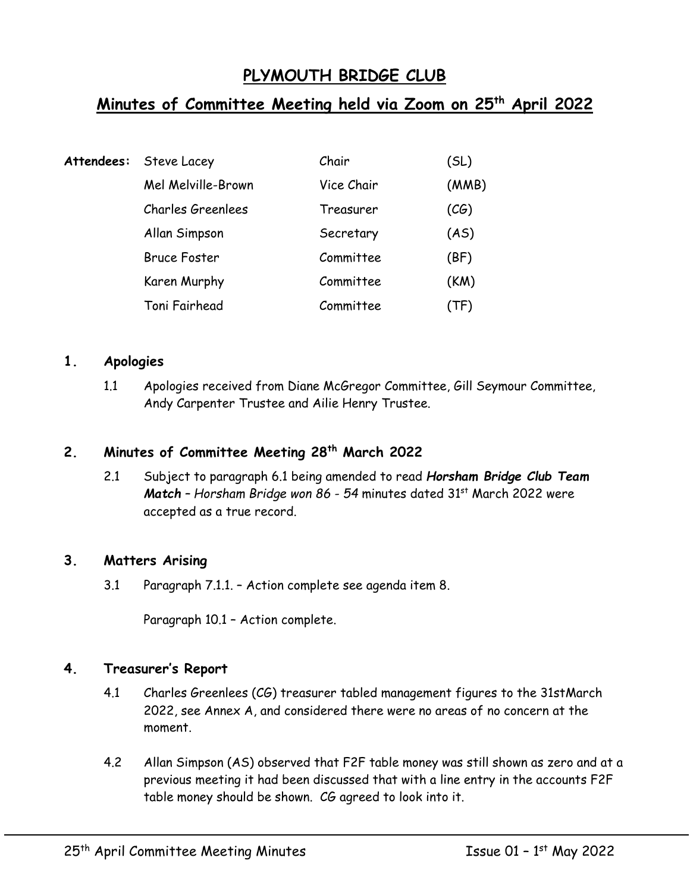# PLYMOUTH BRIDGE CLUB

## Minutes of Committee Meeting held via Zoom on 25th April 2022

| **Attendees:** | Steve Lacey | Chair | (SL) |
|---|---|---|---|
| | Mel Melville-Brown | Vice Chair | (MMB) |
| | Charles Greenlees | Treasurer | (CG) |
| | Allan Simpson | Secretary | (AS) |
| | Bruce Foster | Committee | (BF) |
| | Karen Murphy | Committee | (KM) |
| | Toni Fairhead | Committee | (TF) |

### 1. Apologies

1.1 Apologies received from Diane McGregor Committee, Gill Seymour Committee, Andy Carpenter Trustee and Ailie Henry Trustee.

### 2. Minutes of Committee Meeting 28th March 2022

2.1 Subject to paragraph 6.1 being amended to read ***Horsham Bridge Club Team Match*** *– Horsham Bridge won 86 - 54* minutes dated 31st March 2022 were accepted as a true record.

### 3. Matters Arising

3.1 Paragraph 7.1.1. – Action complete see agenda item 8.

Paragraph 10.1 – Action complete.

### 4. Treasurer's Report

4.1 Charles Greenlees (CG) treasurer tabled management figures to the 31stMarch 2022, see Annex A, and considered there were no areas of no concern at the moment.

4.2 Allan Simpson (AS) observed that F2F table money was still shown as zero and at a previous meeting it had been discussed that with a line entry in the accounts F2F table money should be shown. CG agreed to look into it.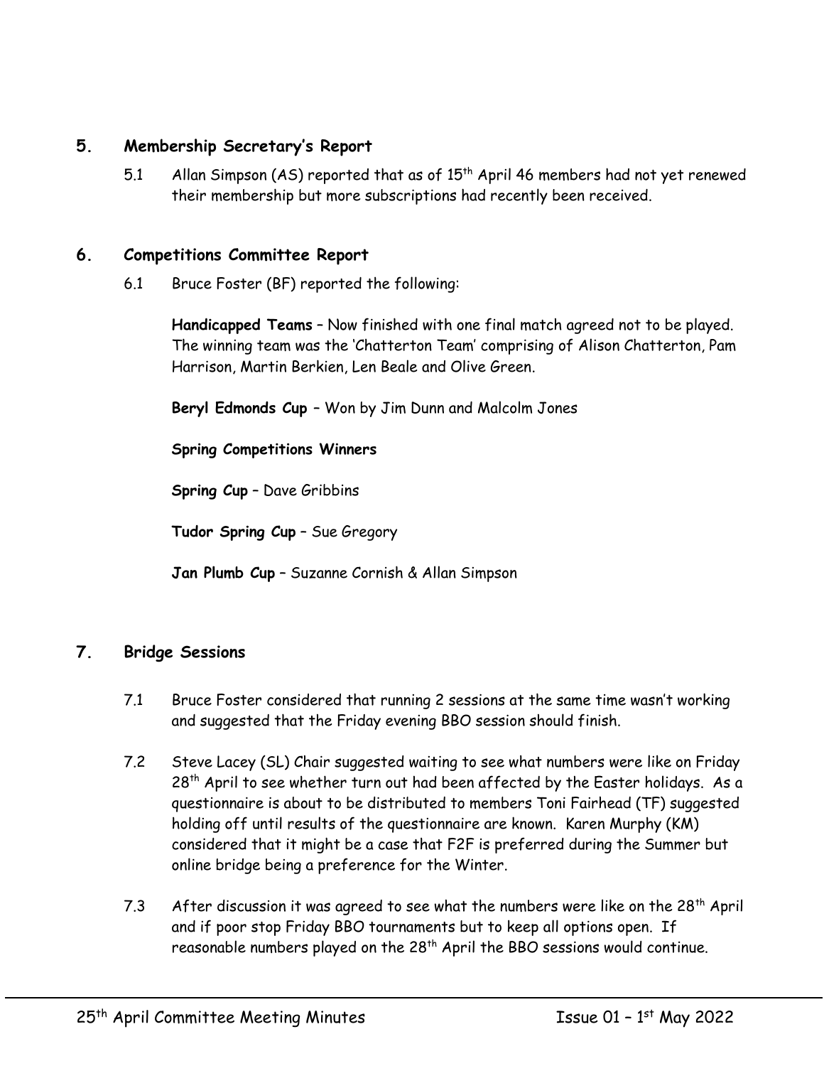## 5. Membership Secretary's Report

5.1 Allan Simpson (AS) reported that as of 15th April 46 members had not yet renewed their membership but more subscriptions had recently been received.

## 6. Competitions Committee Report

6.1 Bruce Foster (BF) reported the following:

**Handicapped Teams** – Now finished with one final match agreed not to be played. The winning team was the 'Chatterton Team' comprising of Alison Chatterton, Pam Harrison, Martin Berkien, Len Beale and Olive Green.

**Beryl Edmonds Cup** – Won by Jim Dunn and Malcolm Jones

**Spring Competitions Winners**

**Spring Cup** – Dave Gribbins

**Tudor Spring Cup** – Sue Gregory

**Jan Plumb Cup** – Suzanne Cornish & Allan Simpson

## 7. Bridge Sessions

7.1 Bruce Foster considered that running 2 sessions at the same time wasn't working and suggested that the Friday evening BBO session should finish.

7.2 Steve Lacey (SL) Chair suggested waiting to see what numbers were like on Friday 28th April to see whether turn out had been affected by the Easter holidays. As a questionnaire is about to be distributed to members Toni Fairhead (TF) suggested holding off until results of the questionnaire are known. Karen Murphy (KM) considered that it might be a case that F2F is preferred during the Summer but online bridge being a preference for the Winter.

7.3 After discussion it was agreed to see what the numbers were like on the 28th April and if poor stop Friday BBO tournaments but to keep all options open. If reasonable numbers played on the 28th April the BBO sessions would continue.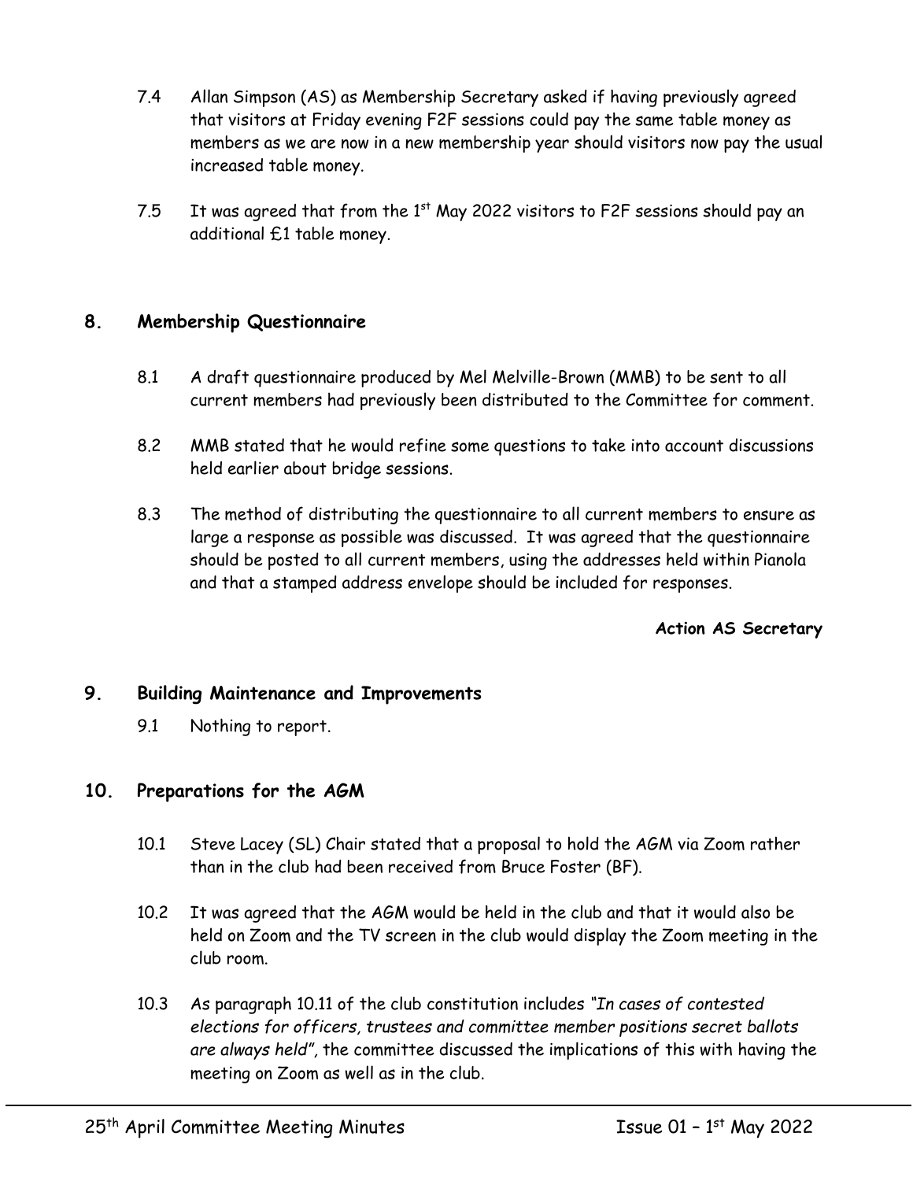7.4 Allan Simpson (AS) as Membership Secretary asked if having previously agreed that visitors at Friday evening F2F sessions could pay the same table money as members as we are now in a new membership year should visitors now pay the usual increased table money.

7.5 It was agreed that from the 1st May 2022 visitors to F2F sessions should pay an additional £1 table money.

## 8. Membership Questionnaire

8.1 A draft questionnaire produced by Mel Melville-Brown (MMB) to be sent to all current members had previously been distributed to the Committee for comment.

8.2 MMB stated that he would refine some questions to take into account discussions held earlier about bridge sessions.

8.3 The method of distributing the questionnaire to all current members to ensure as large a response as possible was discussed. It was agreed that the questionnaire should be posted to all current members, using the addresses held within Pianola and that a stamped address envelope should be included for responses.

**Action AS Secretary**

## 9. Building Maintenance and Improvements

9.1 Nothing to report.

## 10. Preparations for the AGM

10.1 Steve Lacey (SL) Chair stated that a proposal to hold the AGM via Zoom rather than in the club had been received from Bruce Foster (BF).

10.2 It was agreed that the AGM would be held in the club and that it would also be held on Zoom and the TV screen in the club would display the Zoom meeting in the club room.

10.3 As paragraph 10.11 of the club constitution includes *"In cases of contested elections for officers, trustees and committee member positions secret ballots are always held"*, the committee discussed the implications of this with having the meeting on Zoom as well as in the club.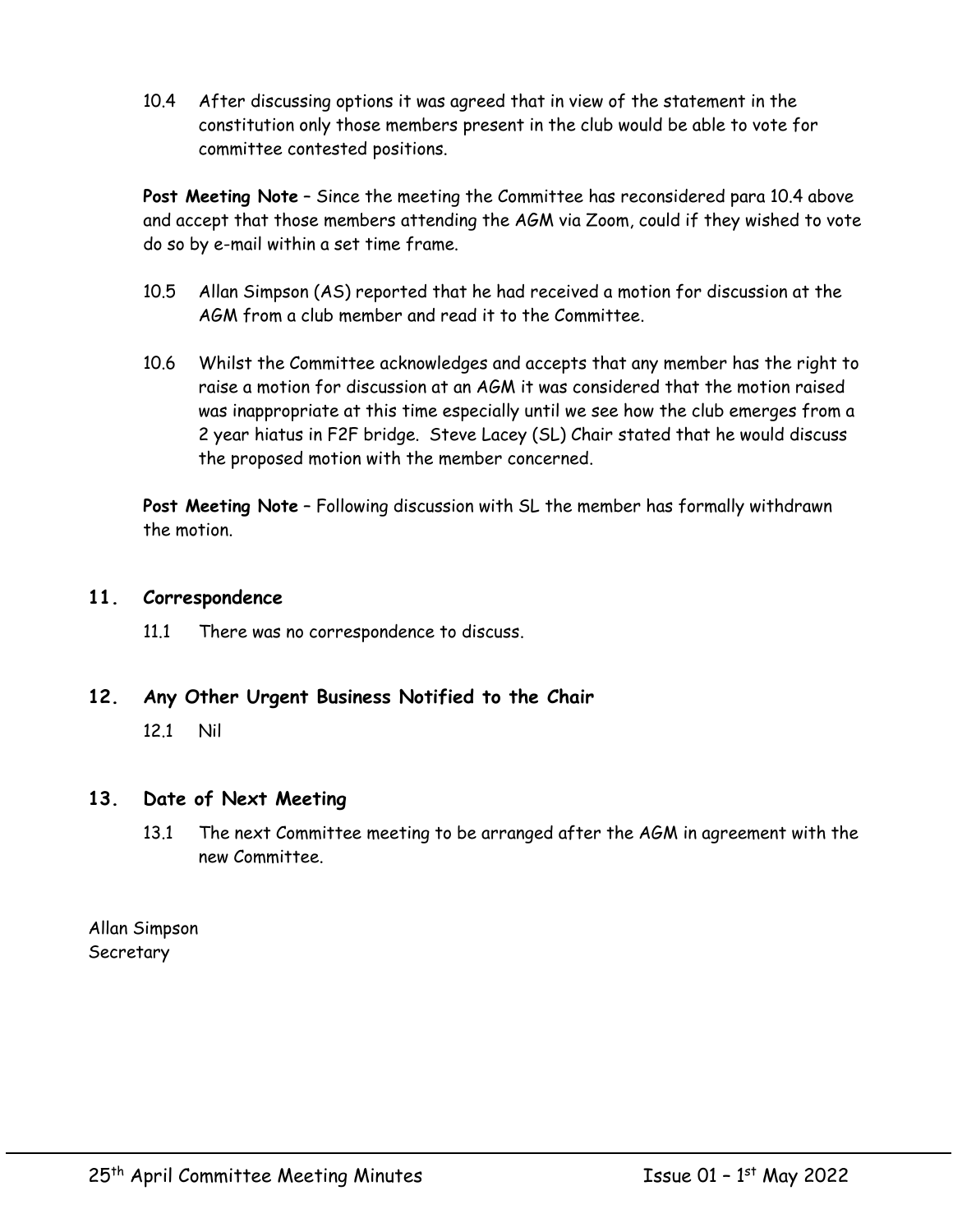10.4 After discussing options it was agreed that in view of the statement in the constitution only those members present in the club would be able to vote for committee contested positions.

**Post Meeting Note** – Since the meeting the Committee has reconsidered para 10.4 above and accept that those members attending the AGM via Zoom, could if they wished to vote do so by e-mail within a set time frame.

10.5 Allan Simpson (AS) reported that he had received a motion for discussion at the AGM from a club member and read it to the Committee.

10.6 Whilst the Committee acknowledges and accepts that any member has the right to raise a motion for discussion at an AGM it was considered that the motion raised was inappropriate at this time especially until we see how the club emerges from a 2 year hiatus in F2F bridge. Steve Lacey (SL) Chair stated that he would discuss the proposed motion with the member concerned.

**Post Meeting Note** – Following discussion with SL the member has formally withdrawn the motion.

## 11. Correspondence

11.1 There was no correspondence to discuss.

## 12. Any Other Urgent Business Notified to the Chair

12.1 Nil

## 13. Date of Next Meeting

13.1 The next Committee meeting to be arranged after the AGM in agreement with the new Committee.

Allan Simpson
Secretary